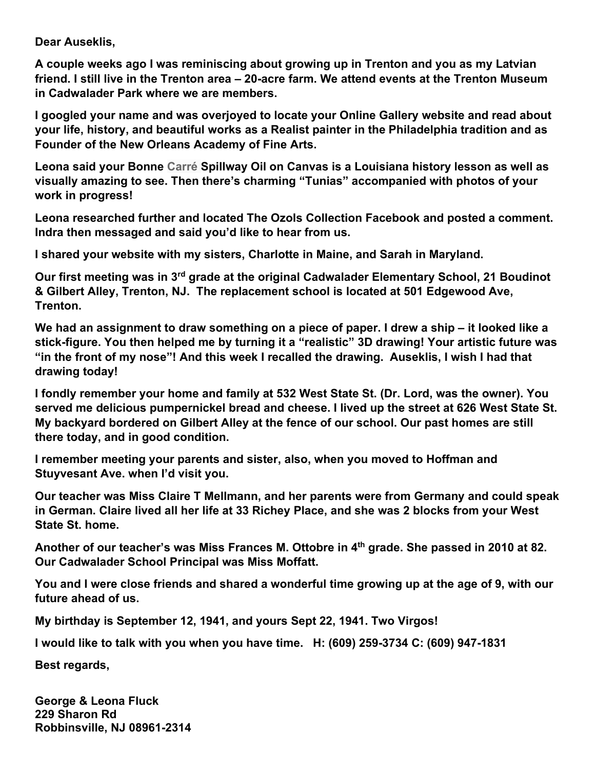**Dear Auseklis,**

**A couple weeks ago I was reminiscing about growing up in Trenton and you as my Latvian friend. I still live in the Trenton area – 20-acre farm. We attend events at the Trenton Museum in Cadwalader Park where we are members.**

**I googled your name and was overjoyed to locate your Online Gallery website and read about your life, history, and beautiful works as a Realist painter in the Philadelphia tradition and as Founder of the New Orleans Academy of Fine Arts.**

**Leona said your Bonne Carré Spillway Oil on Canvas is a Louisiana history lesson as well as visually amazing to see. Then there's charming "Tunias" accompanied with photos of your work in progress!**

**Leona researched further and located The Ozols Collection Facebook and posted a comment. Indra then messaged and said you'd like to hear from us.**

**I shared your website with my sisters, Charlotte in Maine, and Sarah in Maryland.**

**Our first meeting was in 3rd grade at the original Cadwalader Elementary School, 21 Boudinot & Gilbert Alley, Trenton, NJ. The replacement school is located at 501 Edgewood Ave, Trenton.**

**We had an assignment to draw something on a piece of paper. I drew a ship – it looked like a stick-figure. You then helped me by turning it a "realistic" 3D drawing! Your artistic future was "in the front of my nose"! And this week I recalled the drawing. Auseklis, I wish I had that drawing today!**

**I fondly remember your home and family at 532 West State St. (Dr. Lord, was the owner). You served me delicious pumpernickel bread and cheese. I lived up the street at 626 West State St. My backyard bordered on Gilbert Alley at the fence of our school. Our past homes are still there today, and in good condition.**

**I remember meeting your parents and sister, also, when you moved to Hoffman and Stuyvesant Ave. when I'd visit you.**

**Our teacher was Miss Claire T Mellmann, and her parents were from Germany and could speak in German. Claire lived all her life at 33 Richey Place, and she was 2 blocks from your West State St. home.**

**Another of our teacher's was Miss Frances M. Ottobre in 4th grade. She passed in 2010 at 82. Our Cadwalader School Principal was Miss Moffatt.**

**You and I were close friends and shared a wonderful time growing up at the age of 9, with our future ahead of us.**

**My birthday is September 12, 1941, and yours Sept 22, 1941. Two Virgos!**

**I would like to talk with you when you have time. H: (609) 259-3734 C: (609) 947-1831**

**Best regards,**

**George & Leona Fluck**
**229 Sharon Rd**
**Robbinsville, NJ 08961-2314**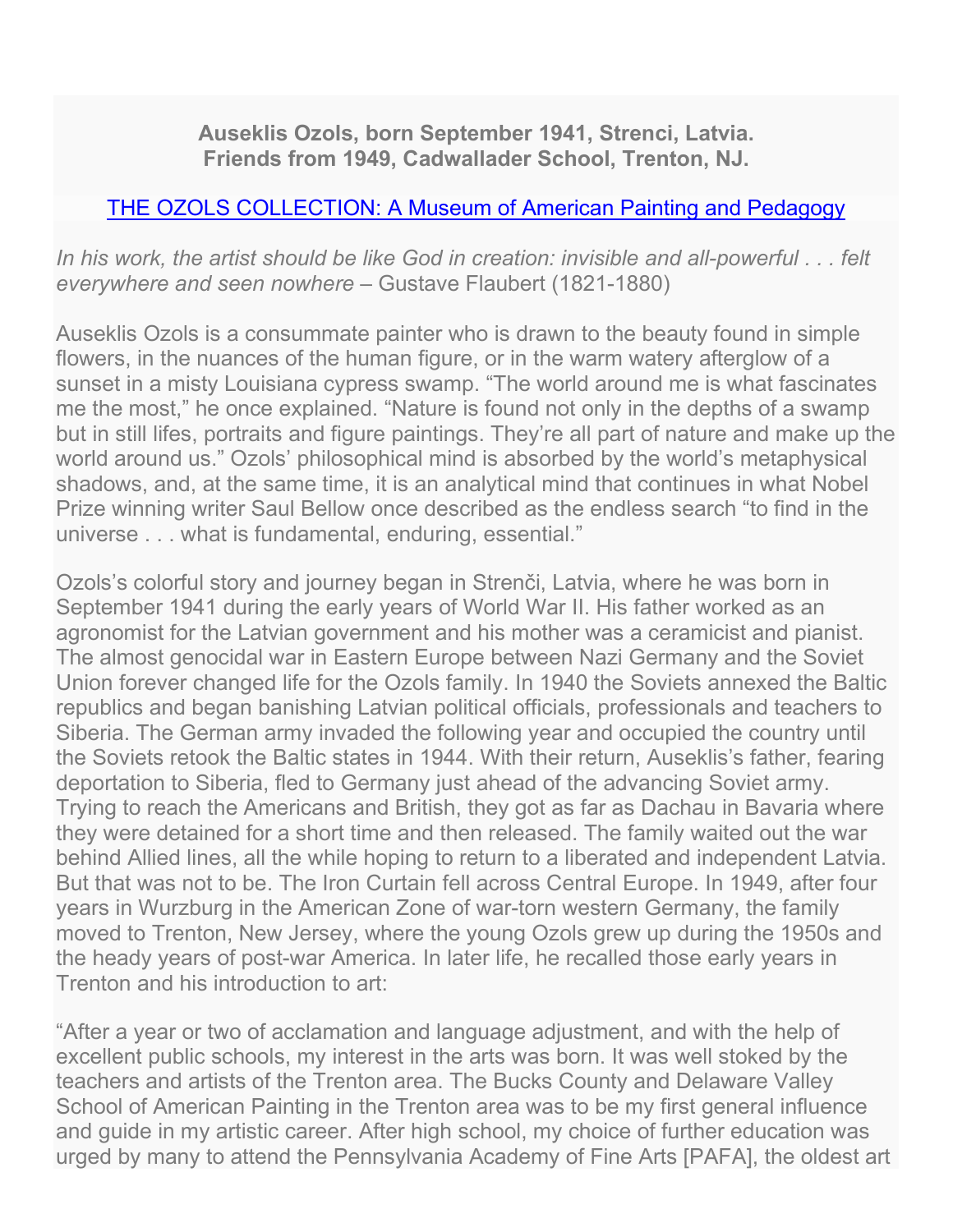**Auseklis Ozols, born September 1941, Strenci, Latvia.**
**Friends from 1949, Cadwallader School, Trenton, NJ.**

[THE OZOLS COLLECTION: A Museum of American Painting and Pedagogy]

*In his work, the artist should be like God in creation: invisible and all-powerful . . . felt everywhere and seen nowhere* – Gustave Flaubert (1821-1880)

Auseklis Ozols is a consummate painter who is drawn to the beauty found in simple flowers, in the nuances of the human figure, or in the warm watery afterglow of a sunset in a misty Louisiana cypress swamp. "The world around me is what fascinates me the most," he once explained. "Nature is found not only in the depths of a swamp but in still lifes, portraits and figure paintings. They're all part of nature and make up the world around us." Ozols' philosophical mind is absorbed by the world's metaphysical shadows, and, at the same time, it is an analytical mind that continues in what Nobel Prize winning writer Saul Bellow once described as the endless search "to find in the universe . . . what is fundamental, enduring, essential."

Ozols's colorful story and journey began in Strenči, Latvia, where he was born in September 1941 during the early years of World War II. His father worked as an agronomist for the Latvian government and his mother was a ceramicist and pianist. The almost genocidal war in Eastern Europe between Nazi Germany and the Soviet Union forever changed life for the Ozols family. In 1940 the Soviets annexed the Baltic republics and began banishing Latvian political officials, professionals and teachers to Siberia. The German army invaded the following year and occupied the country until the Soviets retook the Baltic states in 1944. With their return, Auseklis's father, fearing deportation to Siberia, fled to Germany just ahead of the advancing Soviet army. Trying to reach the Americans and British, they got as far as Dachau in Bavaria where they were detained for a short time and then released. The family waited out the war behind Allied lines, all the while hoping to return to a liberated and independent Latvia. But that was not to be. The Iron Curtain fell across Central Europe. In 1949, after four years in Wurzburg in the American Zone of war-torn western Germany, the family moved to Trenton, New Jersey, where the young Ozols grew up during the 1950s and the heady years of post-war America. In later life, he recalled those early years in Trenton and his introduction to art:

"After a year or two of acclamation and language adjustment, and with the help of excellent public schools, my interest in the arts was born. It was well stoked by the teachers and artists of the Trenton area. The Bucks County and Delaware Valley School of American Painting in the Trenton area was to be my first general influence and guide in my artistic career. After high school, my choice of further education was urged by many to attend the Pennsylvania Academy of Fine Arts [PAFA], the oldest art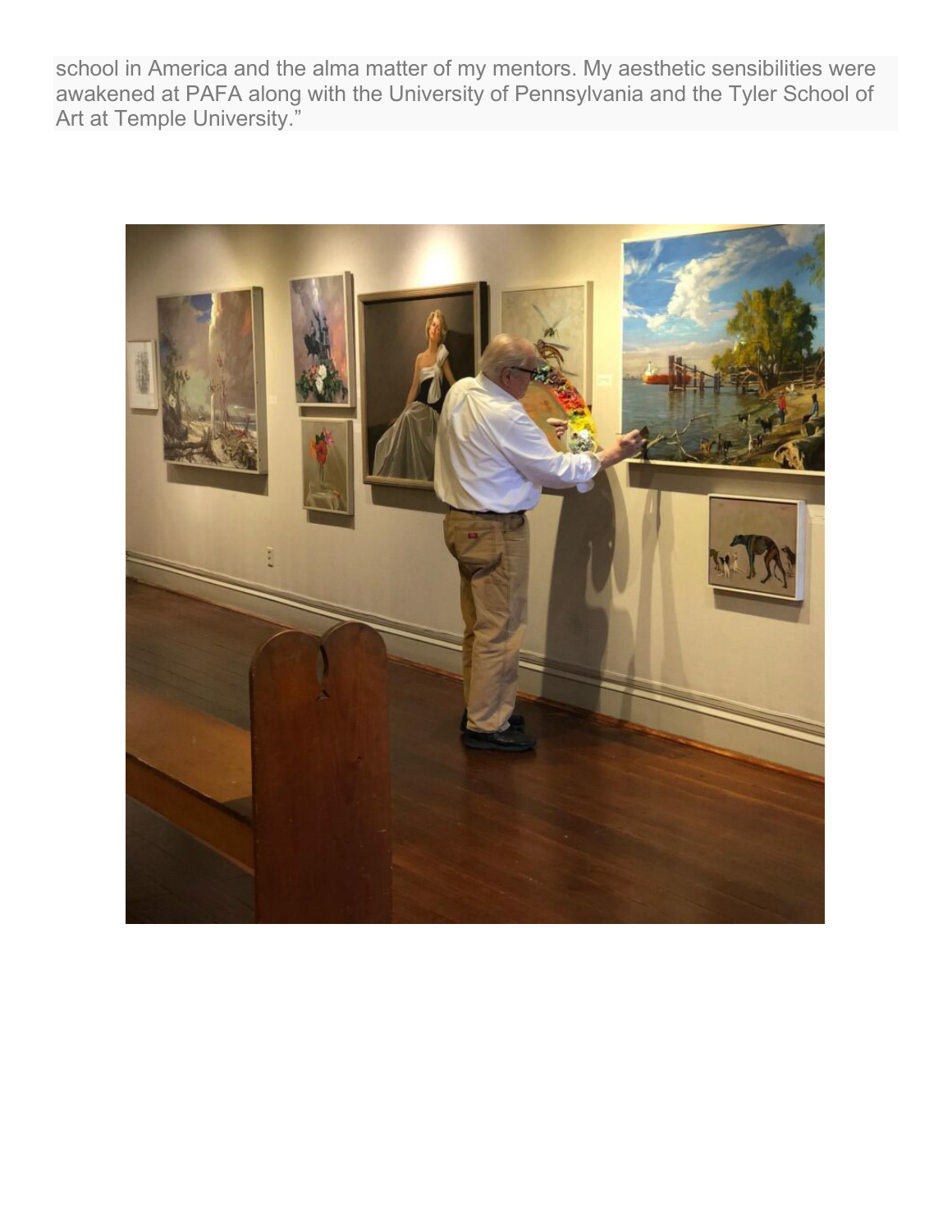school in America and the alma matter of my mentors. My aesthetic sensibilities were awakened at PAFA along with the University of Pennsylvania and the Tyler School of Art at Temple University."